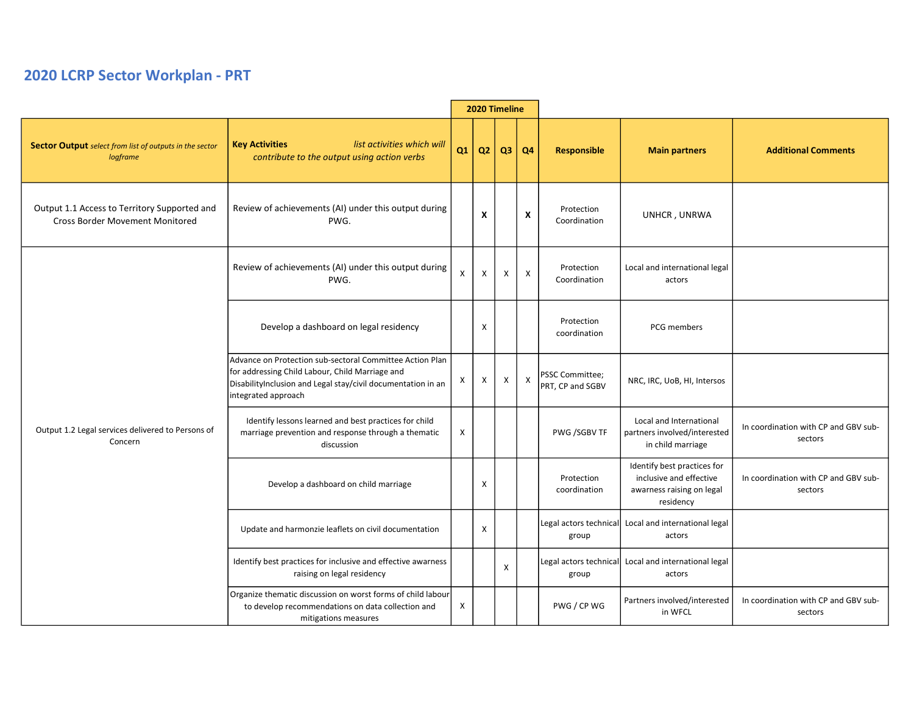# 2020 LCRP Sector Workplan - PRT

| **Sector Output** *select from list of outputs in the sector logframe* | **Key Activities** *list activities which will contribute to the output using action verbs* | 2020 Timeline Q1 | Q2 | Q3 | Q4 | Responsible | Main partners | Additional Comments |
|---|---|---|---|---|---|---|---|---|
| Output 1.1 Access to Territory Supported and Cross Border Movement Monitored | Review of achievements (AI) under this output during PWG. | | **X** | | **X** | Protection Coordination | UNHCR , UNRWA | |
| Output 1.2 Legal services delivered to Persons of Concern | Review of achievements (AI) under this output during PWG. | X | X | X | X | Protection Coordination | Local and international legal actors | |
| | Develop a dashboard on legal residency | | X | | | Protection coordination | PCG members | |
| | Advance on Protection sub-sectoral Committee Action Plan for addressing Child Labour, Child Marriage and DisabilityInclusion and Legal stay/civil documentation in an integrated approach | X | X | X | X | PSSC Committee; PRT, CP and SGBV | NRC, IRC, UoB, HI, Intersos | |
| | Identify lessons learned and best practices for child marriage prevention and response through a thematic discussion | X | | | | PWG /SGBV TF | Local and International partners involved/interested in child marriage | In coordination with CP and GBV sub-sectors |
| | Develop a dashboard on child marriage | | X | | | Protection coordination | Identify best practices for inclusive and effective awarness raising on legal residency | In coordination with CP and GBV sub-sectors |
| | Update and harmonzie leaflets on civil documentation | | X | | | Legal actors technical group | Local and international legal actors | |
| | Identify best practices for inclusive and effective awarness raising on legal residency | | | X | | Legal actors technical group | Local and international legal actors | |
| | Organize thematic discussion on worst forms of child labour to develop recommendations on data collection and mitigations measures | X | | | | PWG / CP WG | Partners involved/interested in WFCL | In coordination with CP and GBV sub-sectors |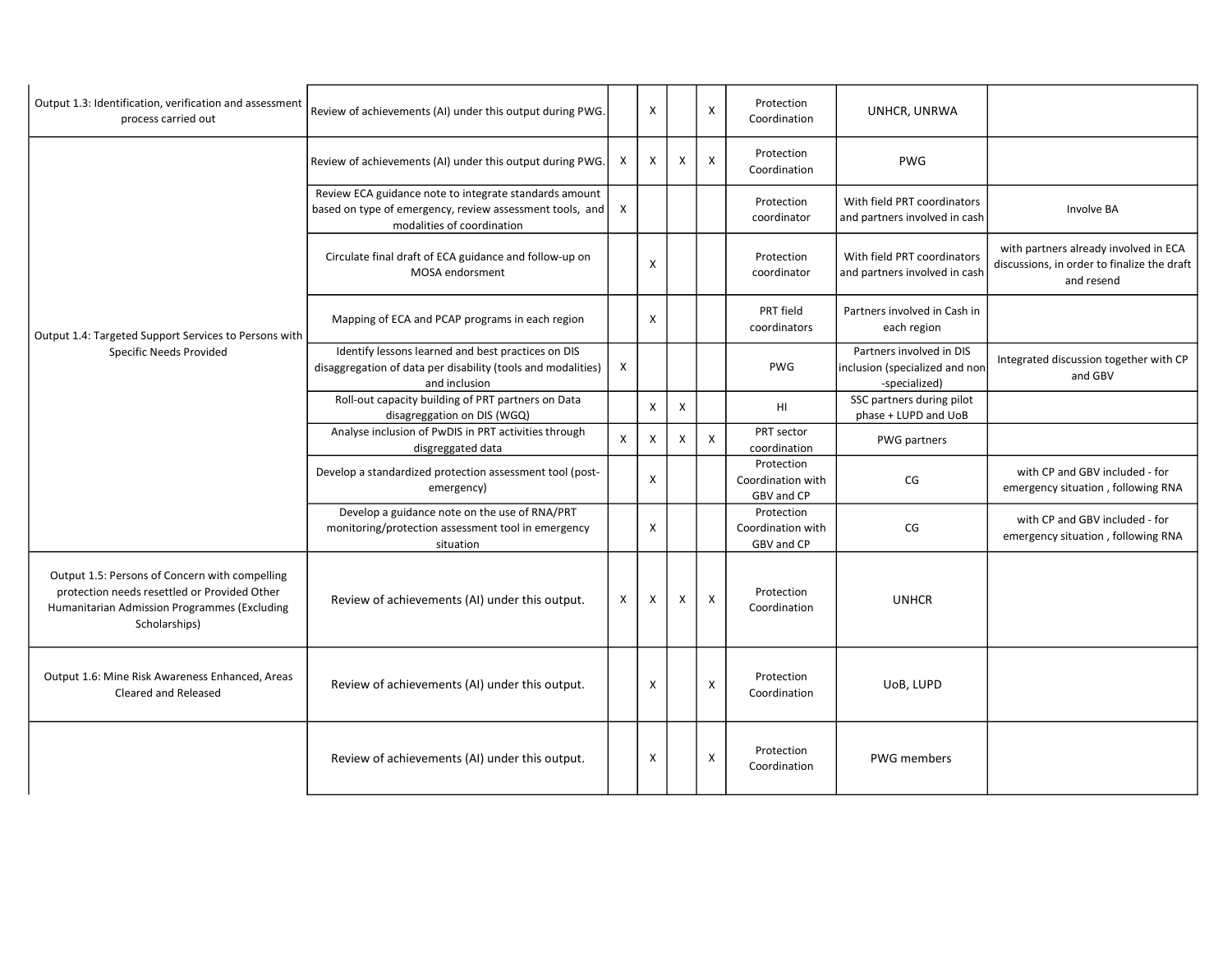| | | | | | | | | |
|---|---|---|---|---|---|---|---|---|
| Output 1.3: Identification, verification and assessment process carried out | Review of achievements (AI) under this output during PWG. | | X | | X | Protection Coordination | UNHCR, UNRWA | |
| Output 1.4: Targeted Support Services to Persons with Specific Needs Provided | Review of achievements (AI) under this output during PWG. | X | X | X | X | Protection Coordination | PWG | |
| | Review ECA guidance note to integrate standards amount based on type of emergency, review assessment tools, and modalities of coordination | X | | | | Protection coordinator | With field PRT coordinators and partners involved in cash | Involve BA |
| | Circulate final draft of ECA guidance and follow-up on MOSA endorsment | | X | | | Protection coordinator | With field PRT coordinators and partners involved in cash | with partners already involved in ECA discussions, in order to finalize the draft and resend |
| | Mapping of ECA and PCAP programs in each region | | X | | | PRT field coordinators | Partners involved in Cash in each region | |
| | Identify lessons learned and best practices on DIS disaggregation of data per disability (tools and modalities) and inclusion | X | | | | PWG | Partners involved in DIS inclusion (specialized and non -specialized) | Integrated discussion together with CP and GBV |
| | Roll-out capacity building of PRT partners on Data disagreggation on DIS (WGQ) | | X | X | | HI | SSC partners during pilot phase + LUPD and UoB | |
| | Analyse inclusion of PwDIS in PRT activities through disgreggated data | X | X | X | X | PRT sector coordination | PWG partners | |
| | Develop a standardized protection assessment tool (post-emergency) | | X | | | Protection Coordination with GBV and CP | CG | with CP and GBV included - for emergency situation , following RNA |
| | Develop a guidance note on the use of RNA/PRT monitoring/protection assessment tool in emergency situation | | X | | | Protection Coordination with GBV and CP | CG | with CP and GBV included - for emergency situation , following RNA |
| Output 1.5: Persons of Concern with compelling protection needs resettled or Provided Other Humanitarian Admission Programmes (Excluding Scholarships) | Review of achievements (AI) under this output. | X | X | X | X | Protection Coordination | UNHCR | |
| Output 1.6: Mine Risk Awareness Enhanced, Areas Cleared and Released | Review of achievements (AI) under this output. | | X | | X | Protection Coordination | UoB, LUPD | |
| | Review of achievements (AI) under this output. | | X | | X | Protection Coordination | PWG members | |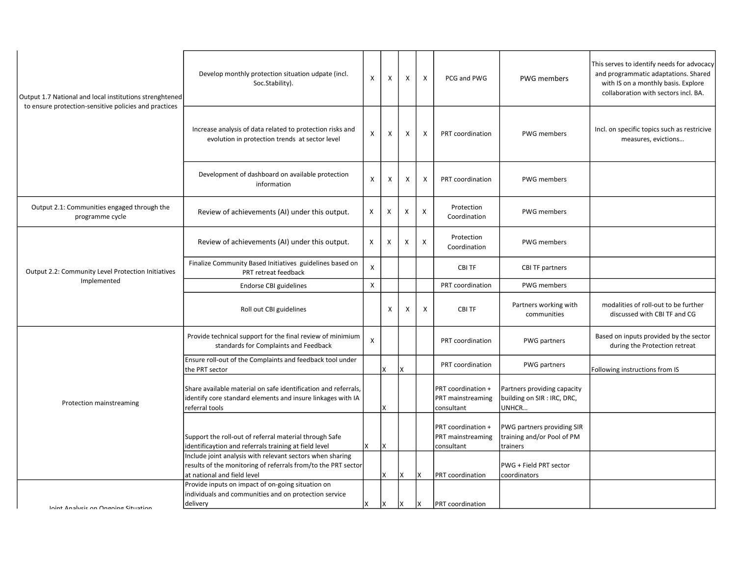| | | | | | | | | |
|---|---|---|---|---|---|---|---|---|
| Output 1.7 National and local institutions strenghtened to ensure protection-sensitive policies and practices | Develop monthly protection situation udpate (incl. Soc.Stability). | X | X | X | X | PCG and PWG | PWG members | This serves to identify needs for advocacy and programmatic adaptations. Shared with IS on a monthly basis. Explore collaboration with sectors incl. BA. |
| | Increase analysis of data related to protection risks and evolution in protection trends at sector level | X | X | X | X | PRT coordination | PWG members | Incl. on specific topics such as restricive measures, evictions… |
| | Development of dashboard on available protection information | X | X | X | X | PRT coordination | PWG members | |
| Output 2.1: Communities engaged through the programme cycle | Review of achievements (AI) under this output. | X | X | X | X | Protection Coordination | PWG members | |
| Output 2.2: Community Level Protection Initiatives Implemented | Review of achievements (AI) under this output. | X | X | X | X | Protection Coordination | PWG members | |
| | Finalize Community Based Initiatives guidelines based on PRT retreat feedback | X | | | | CBI TF | CBI TF partners | |
| | Endorse CBI guidelines | X | | | | PRT coordination | PWG members | |
| | Roll out CBI guidelines | | X | X | X | CBI TF | Partners working with communities | modalities of roll-out to be further discussed with CBI TF and CG |
| Protection mainstreaming | Provide technical support for the final review of minimium standards for Complaints and Feedback | X | | | | PRT coordination | PWG partners | Based on inputs provided by the sector during the Protection retreat |
| | Ensure roll-out of the Complaints and feedback tool under the PRT sector | | X | X | | PRT coordination | PWG partners | Following instructions from IS |
| | Share available material on safe identification and referrals, identify core standard elements and insure linkages with IA referral tools | | X | | | PRT coordination + PRT mainstreaming consultant | Partners providing capacity building on SIR : IRC, DRC, UNHCR… | |
| | Support the roll-out of referral material through Safe identificaytion and referrals training at field level | X | X | | | PRT coordination + PRT mainstreaming consultant | PWG partners providing SIR training and/or Pool of PM trainers | |
| | Include joint analysis with relevant sectors when sharing results of the monitoring of referrals from/to the PRT sector at national and field level | | X | X | X | PRT coordination | PWG + Field PRT sector coordinators | |
| Joint Analysis on Ongoing Situation | Provide inputs on impact of on-going situation on individuals and communities and on protection service delivery | X | X | X | X | PRT coordination | | |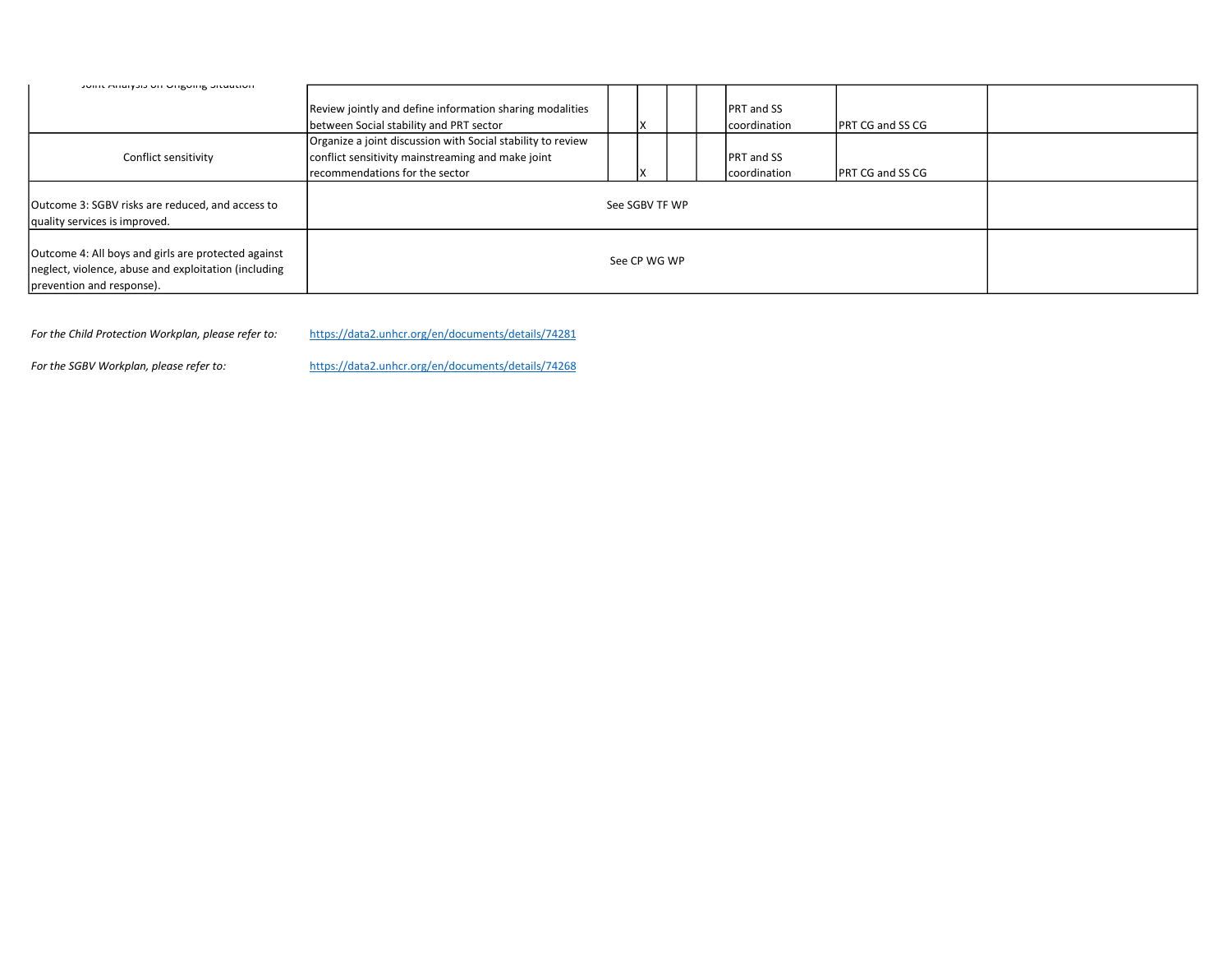| | | | | | | | | |
|---|---|---|---|---|---|---|---|---|
| Joint Analysis on Ongoing Situation | Review jointly and define information sharing modalities between Social stability and PRT sector | | X | | | PRT and SS coordination | PRT CG and SS CG | |
| Conflict sensitivity | Organize a joint discussion with Social stability to review conflict sensitivity mainstreaming and make joint recommendations for the sector | | X | | | PRT and SS coordination | PRT CG and SS CG | |
| Outcome 3: SGBV risks are reduced, and access to quality services is improved. | See SGBV TF WP | | | | | | | |
| Outcome 4: All boys and girls are protected against neglect, violence, abuse and exploitation (including prevention and response). | See CP WG WP | | | | | | | |

*For the Child Protection Workplan, please refer to:* https://data2.unhcr.org/en/documents/details/74281

*For the SGBV Workplan, please refer to:* https://data2.unhcr.org/en/documents/details/74268